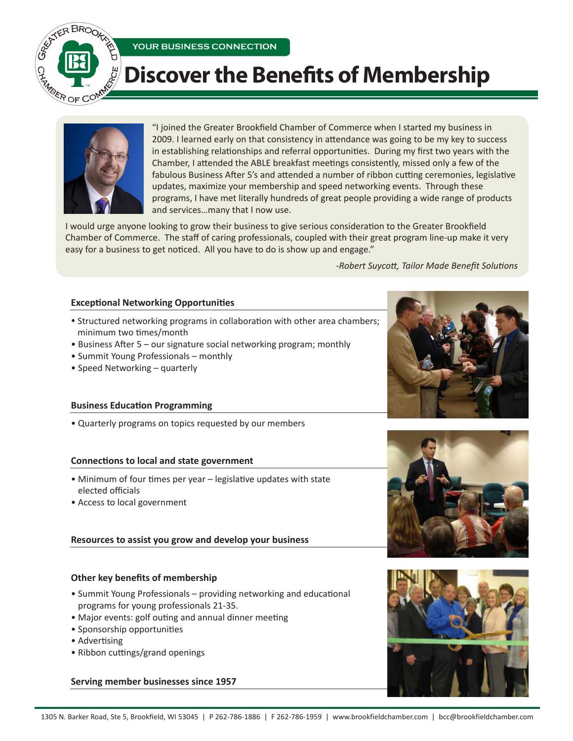YOUR BUSINESS CONNECTION

# Discover the Benefits of Membership

"I joined the Greater Brookfield Chamber of Commerce when I started my business in 2009. I learned early on that consistency in attendance was going to be my key to success in establishing relationships and referral opportunities. During my first two years with the Chamber, I attended the ABLE breakfast meetings consistently, missed only a few of the fabulous Business After 5's and attended a number of ribbon cutting ceremonies, legislative updates, maximize your membership and speed networking events. Through these programs, I have met literally hundreds of great people providing a wide range of products and services…many that I now use.

I would urge anyone looking to grow their business to give serious consideration to the Greater Brookfield Chamber of Commerce. The staff of caring professionals, coupled with their great program line-up make it very easy for a business to get noticed. All you have to do is show up and engage."

*-Robert Suycott, Tailor Made Benefit Solutions*

### Exceptional Networking Opportunities

- Structured networking programs in collaboration with other area chambers; minimum two times/month
- Business After 5 – our signature social networking program; monthly
- Summit Young Professionals – monthly
- Speed Networking – quarterly

### Business Education Programming

- Quarterly programs on topics requested by our members

### Connections to local and state government

- Minimum of four times per year – legislative updates with state elected officials
- Access to local government

### Resources to assist you grow and develop your business

### Other key benefits of membership

- Summit Young Professionals – providing networking and educational programs for young professionals 21-35.
- Major events: golf outing and annual dinner meeting
- Sponsorship opportunities
- Advertising
- Ribbon cuttings/grand openings

### Serving member businesses since 1957

1305 N. Barker Road, Ste 5, Brookfield, WI 53045 | P 262-786-1886 | F 262-786-1959 | www.brookfieldchamber.com | bcc@brookfieldchamber.com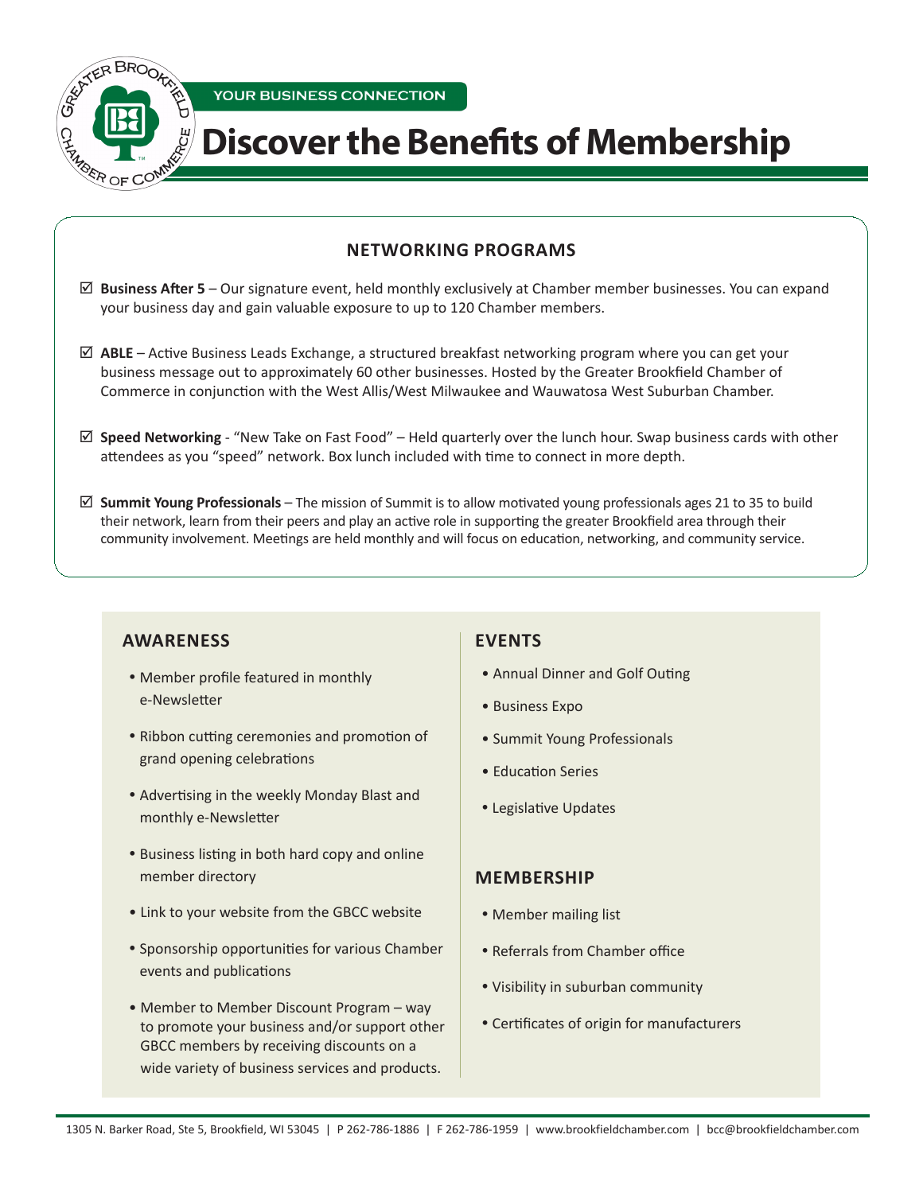YOUR BUSINESS CONNECTION

# Discover the Benefits of Membership

## NETWORKING PROGRAMS

- ☑ **Business After 5** – Our signature event, held monthly exclusively at Chamber member businesses. You can expand your business day and gain valuable exposure to up to 120 Chamber members.
- ☑ **ABLE** – Active Business Leads Exchange, a structured breakfast networking program where you can get your business message out to approximately 60 other businesses. Hosted by the Greater Brookfield Chamber of Commerce in conjunction with the West Allis/West Milwaukee and Wauwatosa West Suburban Chamber.
- ☑ **Speed Networking** - "New Take on Fast Food" – Held quarterly over the lunch hour. Swap business cards with other attendees as you "speed" network. Box lunch included with time to connect in more depth.
- ☑ **Summit Young Professionals** – The mission of Summit is to allow motivated young professionals ages 21 to 35 to build their network, learn from their peers and play an active role in supporting the greater Brookfield area through their community involvement. Meetings are held monthly and will focus on education, networking, and community service.

## AWARENESS

- Member profile featured in monthly e-Newsletter
- Ribbon cutting ceremonies and promotion of grand opening celebrations
- Advertising in the weekly Monday Blast and monthly e-Newsletter
- Business listing in both hard copy and online member directory
- Link to your website from the GBCC website
- Sponsorship opportunities for various Chamber events and publications
- Member to Member Discount Program – way to promote your business and/or support other GBCC members by receiving discounts on a wide variety of business services and products.

## EVENTS

- Annual Dinner and Golf Outing
- Business Expo
- Summit Young Professionals
- Education Series
- Legislative Updates

## MEMBERSHIP

- Member mailing list
- Referrals from Chamber office
- Visibility in suburban community
- Certificates of origin for manufacturers

1305 N. Barker Road, Ste 5, Brookfield, WI 53045 | P 262-786-1886 | F 262-786-1959 | www.brookfieldchamber.com | bcc@brookfieldchamber.com